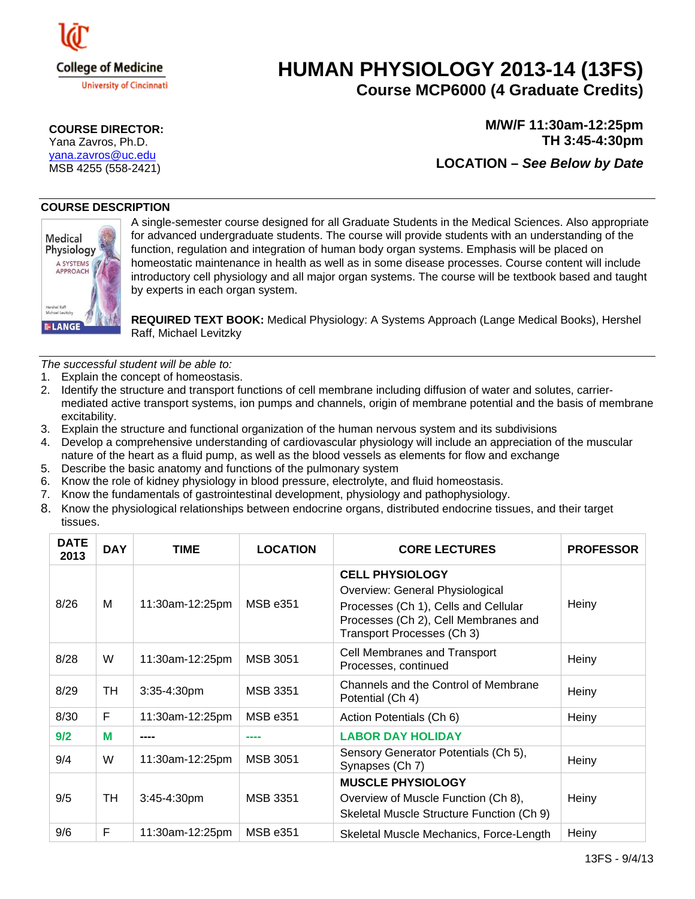College of Medicine
University of Cincinnati

# HUMAN PHYSIOLOGY 2013-14 (13FS)

## Course MCP6000 (4 Graduate Credits)

**COURSE DIRECTOR:**
Yana Zavros, Ph.D.
yana.zavros@uc.edu
MSB 4255 (558-2421)

**M/W/F 11:30am-12:25pm**
**TH 3:45-4:30pm**

**LOCATION – *See Below by Date***

### COURSE DESCRIPTION

A single-semester course designed for all Graduate Students in the Medical Sciences. Also appropriate for advanced undergraduate students. The course will provide students with an understanding of the function, regulation and integration of human body organ systems. Emphasis will be placed on homeostatic maintenance in health as well as in some disease processes. Course content will include introductory cell physiology and all major organ systems. The course will be textbook based and taught by experts in each organ system.

**REQUIRED TEXT BOOK:** Medical Physiology: A Systems Approach (Lange Medical Books), Hershel Raff, Michael Levitzky

*The successful student will be able to:*

1. Explain the concept of homeostasis.
2. Identify the structure and transport functions of cell membrane including diffusion of water and solutes, carrier-mediated active transport systems, ion pumps and channels, origin of membrane potential and the basis of membrane excitability.
3. Explain the structure and functional organization of the human nervous system and its subdivisions
4. Develop a comprehensive understanding of cardiovascular physiology will include an appreciation of the muscular nature of the heart as a fluid pump, as well as the blood vessels as elements for flow and exchange
5. Describe the basic anatomy and functions of the pulmonary system
6. Know the role of kidney physiology in blood pressure, electrolyte, and fluid homeostasis.
7. Know the fundamentals of gastrointestinal development, physiology and pathophysiology.
8. Know the physiological relationships between endocrine organs, distributed endocrine tissues, and their target tissues.

| DATE 2013 | DAY | TIME | LOCATION | CORE LECTURES | PROFESSOR |
|---|---|---|---|---|---|
| 8/26 | M | 11:30am-12:25pm | MSB e351 | **CELL PHYSIOLOGY** Overview: General Physiological Processes (Ch 1), Cells and Cellular Processes (Ch 2), Cell Membranes and Transport Processes (Ch 3) | Heiny |
| 8/28 | W | 11:30am-12:25pm | MSB 3051 | Cell Membranes and Transport Processes, continued | Heiny |
| 8/29 | TH | 3:35-4:30pm | MSB 3351 | Channels and the Control of Membrane Potential (Ch 4) | Heiny |
| 8/30 | F | 11:30am-12:25pm | MSB e351 | Action Potentials (Ch 6) | Heiny |
| **9/2** | **M** | **----** | **----** | **LABOR DAY HOLIDAY** | |
| 9/4 | W | 11:30am-12:25pm | MSB 3051 | Sensory Generator Potentials (Ch 5), Synapses (Ch 7) | Heiny |
| 9/5 | TH | 3:45-4:30pm | MSB 3351 | **MUSCLE PHYSIOLOGY** Overview of Muscle Function (Ch 8), Skeletal Muscle Structure Function (Ch 9) | Heiny |
| 9/6 | F | 11:30am-12:25pm | MSB e351 | Skeletal Muscle Mechanics, Force-Length | Heiny |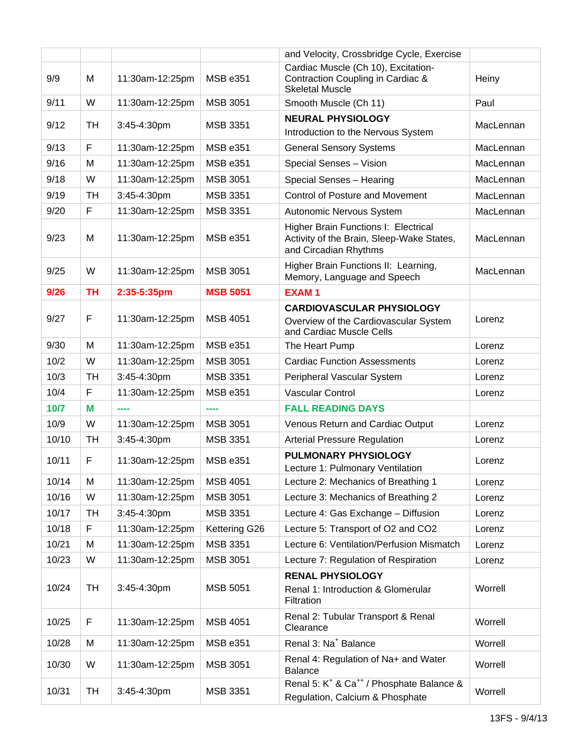| | | | | | |
|---|---|---|---|---|---|
| | | | | and Velocity, Crossbridge Cycle, Exercise | |
| 9/9 | M | 11:30am-12:25pm | MSB e351 | Cardiac Muscle (Ch 10), Excitation-Contraction Coupling in Cardiac & Skeletal Muscle | Heiny |
| 9/11 | W | 11:30am-12:25pm | MSB 3051 | Smooth Muscle (Ch 11) | Paul |
| 9/12 | TH | 3:45-4:30pm | MSB 3351 | **NEURAL PHYSIOLOGY** Introduction to the Nervous System | MacLennan |
| 9/13 | F | 11:30am-12:25pm | MSB e351 | General Sensory Systems | MacLennan |
| 9/16 | M | 11:30am-12:25pm | MSB e351 | Special Senses – Vision | MacLennan |
| 9/18 | W | 11:30am-12:25pm | MSB 3051 | Special Senses – Hearing | MacLennan |
| 9/19 | TH | 3:45-4:30pm | MSB 3351 | Control of Posture and Movement | MacLennan |
| 9/20 | F | 11:30am-12:25pm | MSB 3351 | Autonomic Nervous System | MacLennan |
| 9/23 | M | 11:30am-12:25pm | MSB e351 | Higher Brain Functions I: Electrical Activity of the Brain, Sleep-Wake States, and Circadian Rhythms | MacLennan |
| 9/25 | W | 11:30am-12:25pm | MSB 3051 | Higher Brain Functions II: Learning, Memory, Language and Speech | MacLennan |
| **9/26** | **TH** | **2:35-5:35pm** | **MSB 5051** | **EXAM 1** | |
| 9/27 | F | 11:30am-12:25pm | MSB 4051 | **CARDIOVASCULAR PHYSIOLOGY** Overview of the Cardiovascular System and Cardiac Muscle Cells | Lorenz |
| 9/30 | M | 11:30am-12:25pm | MSB e351 | The Heart Pump | Lorenz |
| 10/2 | W | 11:30am-12:25pm | MSB 3051 | Cardiac Function Assessments | Lorenz |
| 10/3 | TH | 3:45-4:30pm | MSB 3351 | Peripheral Vascular System | Lorenz |
| 10/4 | F | 11:30am-12:25pm | MSB e351 | Vascular Control | Lorenz |
| **10/7** | **M** | **----** | **----** | **FALL READING DAYS** | |
| 10/9 | W | 11:30am-12:25pm | MSB 3051 | Venous Return and Cardiac Output | Lorenz |
| 10/10 | TH | 3:45-4:30pm | MSB 3351 | Arterial Pressure Regulation | Lorenz |
| 10/11 | F | 11:30am-12:25pm | MSB e351 | **PULMONARY PHYSIOLOGY** Lecture 1: Pulmonary Ventilation | Lorenz |
| 10/14 | M | 11:30am-12:25pm | MSB 4051 | Lecture 2: Mechanics of Breathing 1 | Lorenz |
| 10/16 | W | 11:30am-12:25pm | MSB 3051 | Lecture 3: Mechanics of Breathing 2 | Lorenz |
| 10/17 | TH | 3:45-4:30pm | MSB 3351 | Lecture 4: Gas Exchange – Diffusion | Lorenz |
| 10/18 | F | 11:30am-12:25pm | Kettering G26 | Lecture 5: Transport of O2 and CO2 | Lorenz |
| 10/21 | M | 11:30am-12:25pm | MSB 3351 | Lecture 6: Ventilation/Perfusion Mismatch | Lorenz |
| 10/23 | W | 11:30am-12:25pm | MSB 3051 | Lecture 7: Regulation of Respiration | Lorenz |
| 10/24 | TH | 3:45-4:30pm | MSB 5051 | **RENAL PHYSIOLOGY** Renal 1: Introduction & Glomerular Filtration | Worrell |
| 10/25 | F | 11:30am-12:25pm | MSB 4051 | Renal 2: Tubular Transport & Renal Clearance | Worrell |
| 10/28 | M | 11:30am-12:25pm | MSB e351 | Renal 3: $Na^{+}$ Balance | Worrell |
| 10/30 | W | 11:30am-12:25pm | MSB 3051 | Renal 4: Regulation of Na+ and Water Balance | Worrell |
| 10/31 | TH | 3:45-4:30pm | MSB 3351 | Renal 5: $K^{+}$ & $Ca^{++}$ / Phosphate Balance & Regulation, Calcium & Phosphate | Worrell |

13FS - 9/4/13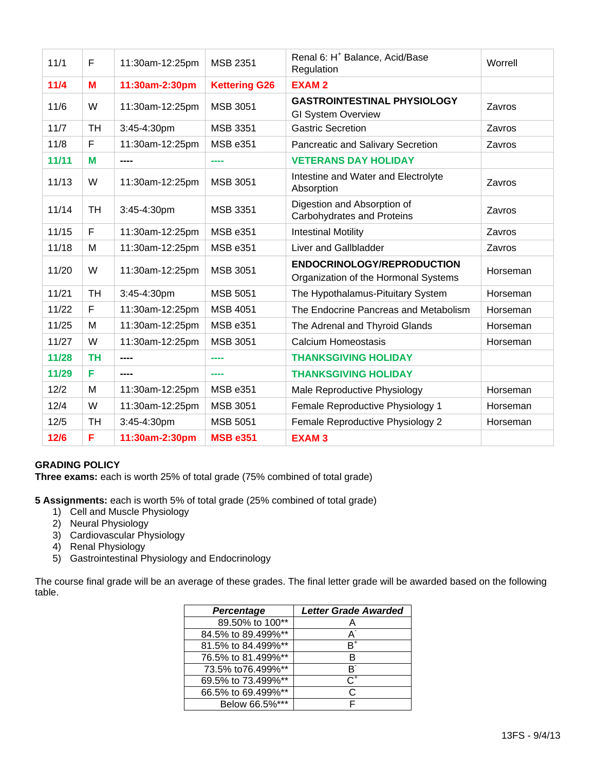| | | | | | |
|---|---|---|---|---|---|
| 11/1 | F | 11:30am-12:25pm | MSB 2351 | Renal 6: $H^+$ Balance, Acid/Base Regulation | Worrell |
| **11/4** | **M** | **11:30am-2:30pm** | **Kettering G26** | **EXAM 2** | |
| 11/6 | W | 11:30am-12:25pm | MSB 3051 | **GASTROINTESTINAL PHYSIOLOGY** GI System Overview | Zavros |
| 11/7 | TH | 3:45-4:30pm | MSB 3351 | Gastric Secretion | Zavros |
| 11/8 | F | 11:30am-12:25pm | MSB e351 | Pancreatic and Salivary Secretion | Zavros |
| **11/11** | **M** | **----** | **----** | **VETERANS DAY HOLIDAY** | |
| 11/13 | W | 11:30am-12:25pm | MSB 3051 | Intestine and Water and Electrolyte Absorption | Zavros |
| 11/14 | TH | 3:45-4:30pm | MSB 3351 | Digestion and Absorption of Carbohydrates and Proteins | Zavros |
| 11/15 | F | 11:30am-12:25pm | MSB e351 | Intestinal Motility | Zavros |
| 11/18 | M | 11:30am-12:25pm | MSB e351 | Liver and Gallbladder | Zavros |
| 11/20 | W | 11:30am-12:25pm | MSB 3051 | **ENDOCRINOLOGY/REPRODUCTION** Organization of the Hormonal Systems | Horseman |
| 11/21 | TH | 3:45-4:30pm | MSB 5051 | The Hypothalamus-Pituitary System | Horseman |
| 11/22 | F | 11:30am-12:25pm | MSB 4051 | The Endocrine Pancreas and Metabolism | Horseman |
| 11/25 | M | 11:30am-12:25pm | MSB e351 | The Adrenal and Thyroid Glands | Horseman |
| 11/27 | W | 11:30am-12:25pm | MSB 3051 | Calcium Homeostasis | Horseman |
| **11/28** | **TH** | **----** | **----** | **THANKSGIVING HOLIDAY** | |
| **11/29** | **F** | **----** | **----** | **THANKSGIVING HOLIDAY** | |
| 12/2 | M | 11:30am-12:25pm | MSB e351 | Male Reproductive Physiology | Horseman |
| 12/4 | W | 11:30am-12:25pm | MSB 3051 | Female Reproductive Physiology 1 | Horseman |
| 12/5 | TH | 3:45-4:30pm | MSB 5051 | Female Reproductive Physiology 2 | Horseman |
| **12/6** | **F** | **11:30am-2:30pm** | **MSB e351** | **EXAM 3** | |

**GRADING POLICY**
**Three exams:** each is worth 25% of total grade (75% combined of total grade)

**5 Assignments:** each is worth 5% of total grade (25% combined of total grade)

1) Cell and Muscle Physiology
2) Neural Physiology
3) Cardiovascular Physiology
4) Renal Physiology
5) Gastrointestinal Physiology and Endocrinology

The course final grade will be an average of these grades. The final letter grade will be awarded based on the following table.

| *Percentage* | *Letter Grade Awarded* |
|---|---|
| 89.50% to 100** | A |
| 84.5% to 89.499%** | $A^-$ |
| 81.5% to 84.499%** | $B^+$ |
| 76.5% to 81.499%** | B |
| 73.5% to76.499%** | $B^-$ |
| 69.5% to 73.499%** | $C^+$ |
| 66.5% to 69.499%** | C |
| Below 66.5%*** | F |